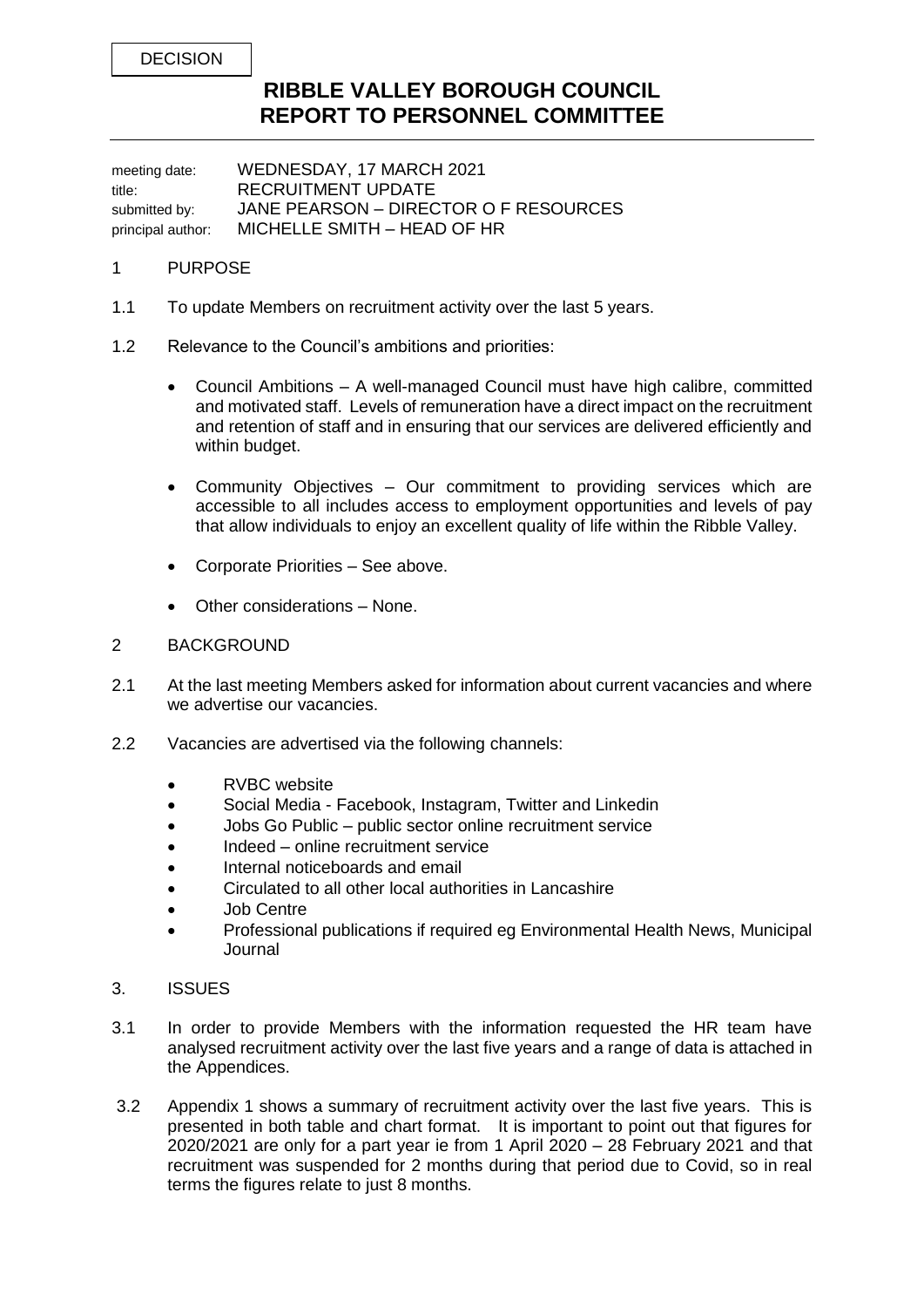DECISION

# RIBBLE VALLEY BOROUGH COUNCIL
# REPORT TO PERSONNEL COMMITTEE

meeting date: WEDNESDAY, 17 MARCH 2021
title: RECRUITMENT UPDATE
submitted by: JANE PEARSON – DIRECTOR O F RESOURCES
principal author: MICHELLE SMITH – HEAD OF HR

## 1 PURPOSE

1.1 To update Members on recruitment activity over the last 5 years.

1.2 Relevance to the Council's ambitions and priorities:

- Council Ambitions – A well-managed Council must have high calibre, committed and motivated staff. Levels of remuneration have a direct impact on the recruitment and retention of staff and in ensuring that our services are delivered efficiently and within budget.
- Community Objectives – Our commitment to providing services which are accessible to all includes access to employment opportunities and levels of pay that allow individuals to enjoy an excellent quality of life within the Ribble Valley.
- Corporate Priorities – See above.
- Other considerations – None.

## 2 BACKGROUND

2.1 At the last meeting Members asked for information about current vacancies and where we advertise our vacancies.

2.2 Vacancies are advertised via the following channels:

- RVBC website
- Social Media - Facebook, Instagram, Twitter and Linkedin
- Jobs Go Public – public sector online recruitment service
- Indeed – online recruitment service
- Internal noticeboards and email
- Circulated to all other local authorities in Lancashire
- Job Centre
- Professional publications if required eg Environmental Health News, Municipal Journal

## 3. ISSUES

3.1 In order to provide Members with the information requested the HR team have analysed recruitment activity over the last five years and a range of data is attached in the Appendices.

3.2 Appendix 1 shows a summary of recruitment activity over the last five years. This is presented in both table and chart format. It is important to point out that figures for 2020/2021 are only for a part year ie from 1 April 2020 – 28 February 2021 and that recruitment was suspended for 2 months during that period due to Covid, so in real terms the figures relate to just 8 months.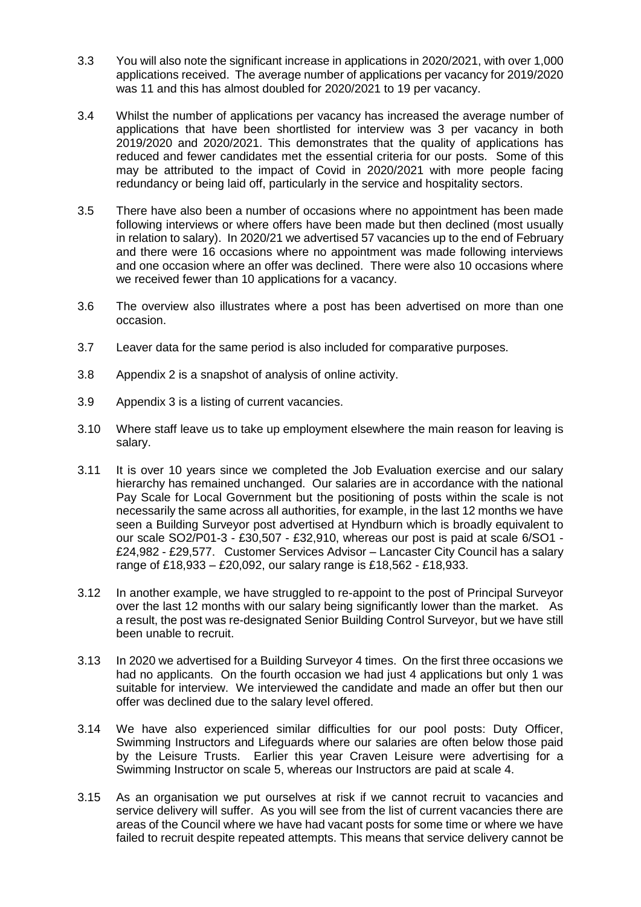3.3 You will also note the significant increase in applications in 2020/2021, with over 1,000 applications received. The average number of applications per vacancy for 2019/2020 was 11 and this has almost doubled for 2020/2021 to 19 per vacancy.

3.4 Whilst the number of applications per vacancy has increased the average number of applications that have been shortlisted for interview was 3 per vacancy in both 2019/2020 and 2020/2021. This demonstrates that the quality of applications has reduced and fewer candidates met the essential criteria for our posts. Some of this may be attributed to the impact of Covid in 2020/2021 with more people facing redundancy or being laid off, particularly in the service and hospitality sectors.

3.5 There have also been a number of occasions where no appointment has been made following interviews or where offers have been made but then declined (most usually in relation to salary). In 2020/21 we advertised 57 vacancies up to the end of February and there were 16 occasions where no appointment was made following interviews and one occasion where an offer was declined. There were also 10 occasions where we received fewer than 10 applications for a vacancy.

3.6 The overview also illustrates where a post has been advertised on more than one occasion.

3.7 Leaver data for the same period is also included for comparative purposes.

3.8 Appendix 2 is a snapshot of analysis of online activity.

3.9 Appendix 3 is a listing of current vacancies.

3.10 Where staff leave us to take up employment elsewhere the main reason for leaving is salary.

3.11 It is over 10 years since we completed the Job Evaluation exercise and our salary hierarchy has remained unchanged. Our salaries are in accordance with the national Pay Scale for Local Government but the positioning of posts within the scale is not necessarily the same across all authorities, for example, in the last 12 months we have seen a Building Surveyor post advertised at Hyndburn which is broadly equivalent to our scale SO2/P01-3 - £30,507 - £32,910, whereas our post is paid at scale 6/SO1 - £24,982 - £29,577. Customer Services Advisor – Lancaster City Council has a salary range of £18,933 – £20,092, our salary range is £18,562 - £18,933.

3.12 In another example, we have struggled to re-appoint to the post of Principal Surveyor over the last 12 months with our salary being significantly lower than the market. As a result, the post was re-designated Senior Building Control Surveyor, but we have still been unable to recruit.

3.13 In 2020 we advertised for a Building Surveyor 4 times. On the first three occasions we had no applicants. On the fourth occasion we had just 4 applications but only 1 was suitable for interview. We interviewed the candidate and made an offer but then our offer was declined due to the salary level offered.

3.14 We have also experienced similar difficulties for our pool posts: Duty Officer, Swimming Instructors and Lifeguards where our salaries are often below those paid by the Leisure Trusts. Earlier this year Craven Leisure were advertising for a Swimming Instructor on scale 5, whereas our Instructors are paid at scale 4.

3.15 As an organisation we put ourselves at risk if we cannot recruit to vacancies and service delivery will suffer. As you will see from the list of current vacancies there are areas of the Council where we have had vacant posts for some time or where we have failed to recruit despite repeated attempts. This means that service delivery cannot be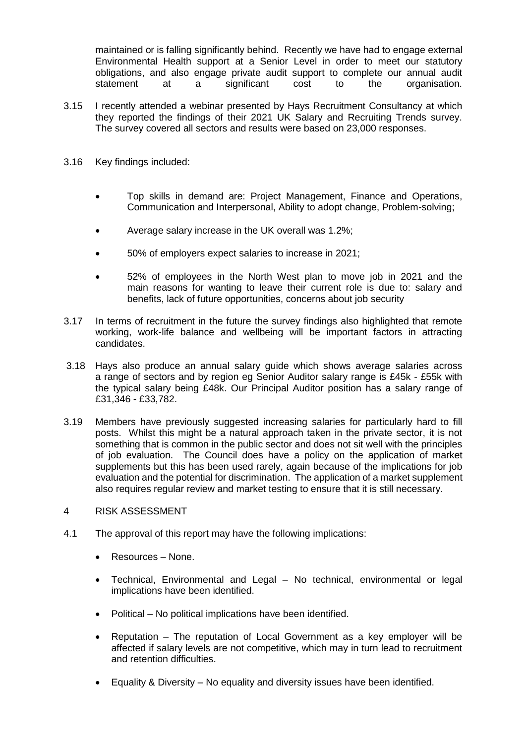maintained or is falling significantly behind. Recently we have had to engage external Environmental Health support at a Senior Level in order to meet our statutory obligations, and also engage private audit support to complete our annual audit statement at a significant cost to the organisation.

3.15 I recently attended a webinar presented by Hays Recruitment Consultancy at which they reported the findings of their 2021 UK Salary and Recruiting Trends survey. The survey covered all sectors and results were based on 23,000 responses.

3.16 Key findings included:

- Top skills in demand are: Project Management, Finance and Operations, Communication and Interpersonal, Ability to adopt change, Problem-solving;
- Average salary increase in the UK overall was 1.2%;
- 50% of employers expect salaries to increase in 2021;
- 52% of employees in the North West plan to move job in 2021 and the main reasons for wanting to leave their current role is due to: salary and benefits, lack of future opportunities, concerns about job security

3.17 In terms of recruitment in the future the survey findings also highlighted that remote working, work-life balance and wellbeing will be important factors in attracting candidates.

3.18 Hays also produce an annual salary guide which shows average salaries across a range of sectors and by region eg Senior Auditor salary range is £45k - £55k with the typical salary being £48k. Our Principal Auditor position has a salary range of £31,346 - £33,782.

3.19 Members have previously suggested increasing salaries for particularly hard to fill posts. Whilst this might be a natural approach taken in the private sector, it is not something that is common in the public sector and does not sit well with the principles of job evaluation. The Council does have a policy on the application of market supplements but this has been used rarely, again because of the implications for job evaluation and the potential for discrimination. The application of a market supplement also requires regular review and market testing to ensure that it is still necessary.

## 4 RISK ASSESSMENT

4.1 The approval of this report may have the following implications:

- Resources – None.
- Technical, Environmental and Legal – No technical, environmental or legal implications have been identified.
- Political – No political implications have been identified.
- Reputation – The reputation of Local Government as a key employer will be affected if salary levels are not competitive, which may in turn lead to recruitment and retention difficulties.
- Equality & Diversity – No equality and diversity issues have been identified.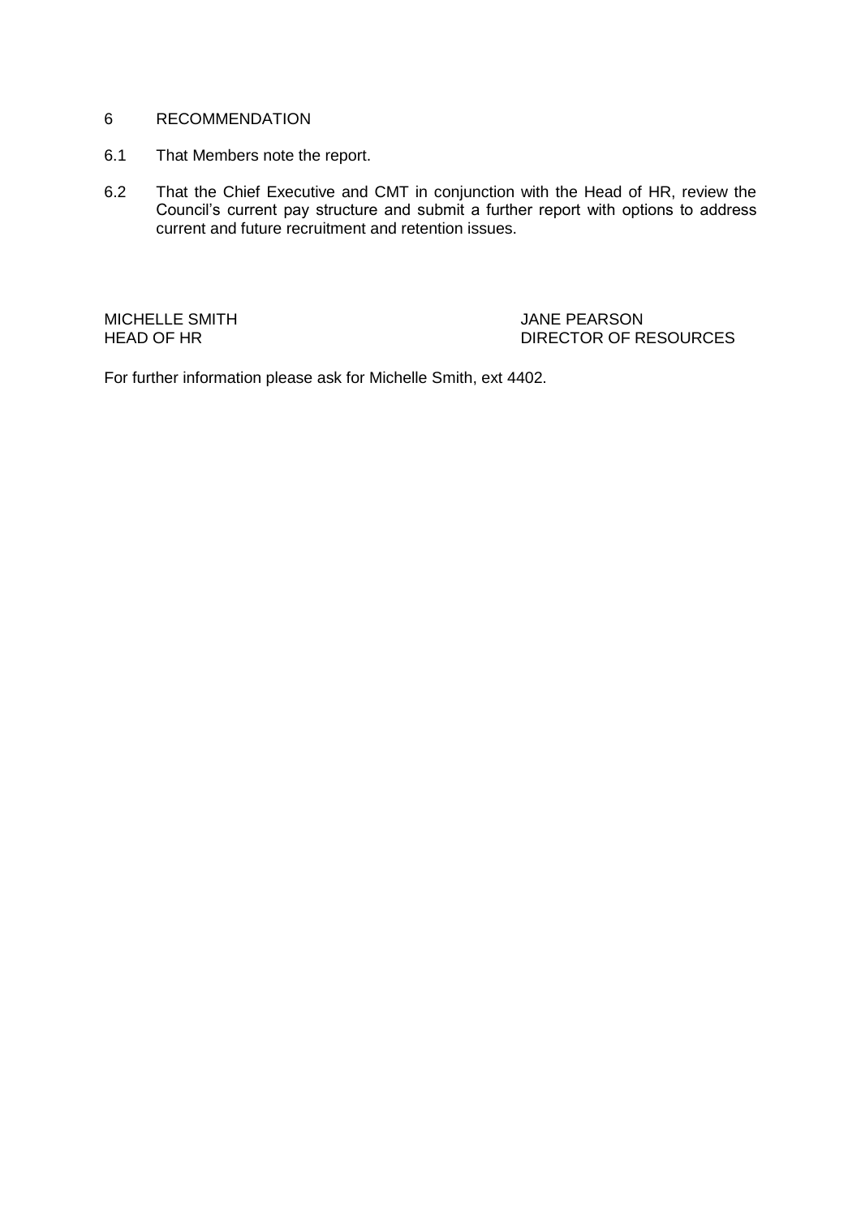## 6 RECOMMENDATION

6.1 That Members note the report.

6.2 That the Chief Executive and CMT in conjunction with the Head of HR, review the Council's current pay structure and submit a further report with options to address current and future recruitment and retention issues.

MICHELLE SMITH
HEAD OF HR

JANE PEARSON
DIRECTOR OF RESOURCES

For further information please ask for Michelle Smith, ext 4402.